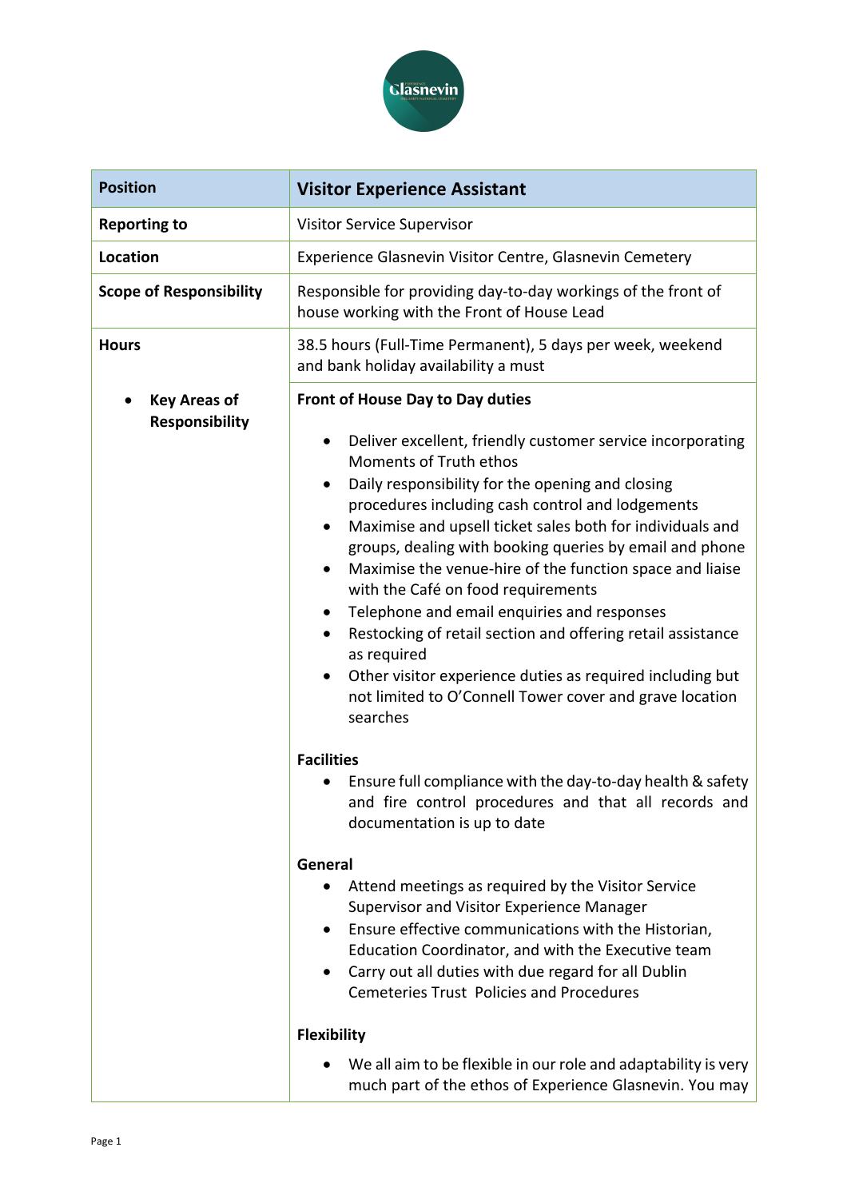| Position | Visitor Experience Assistant |
|---|---|
| Reporting to | Visitor Service Supervisor |
| Location | Experience Glasnevin Visitor Centre, Glasnevin Cemetery |
| Scope of Responsibility | Responsible for providing day-to-day workings of the front of house working with the Front of House Lead |
| Hours | 38.5 hours (Full-Time Permanent), 5 days per week, weekend and bank holiday availability a must |
| • Key Areas of Responsibility | **Front of House Day to Day duties**<br><br>• Deliver excellent, friendly customer service incorporating Moments of Truth ethos<br>• Daily responsibility for the opening and closing procedures including cash control and lodgements<br>• Maximise and upsell ticket sales both for individuals and groups, dealing with booking queries by email and phone<br>• Maximise the venue-hire of the function space and liaise with the Café on food requirements<br>• Telephone and email enquiries and responses<br>• Restocking of retail section and offering retail assistance as required<br>• Other visitor experience duties as required including but not limited to O'Connell Tower cover and grave location searches<br><br>**Facilities**<br>• Ensure full compliance with the day-to-day health & safety and fire control procedures and that all records and documentation is up to date<br><br>**General**<br>• Attend meetings as required by the Visitor Service Supervisor and Visitor Experience Manager<br>• Ensure effective communications with the Historian, Education Coordinator, and with the Executive team<br>• Carry out all duties with due regard for all Dublin Cemeteries Trust Policies and Procedures<br><br>**Flexibility**<br>• We all aim to be flexible in our role and adaptability is very much part of the ethos of Experience Glasnevin. You may |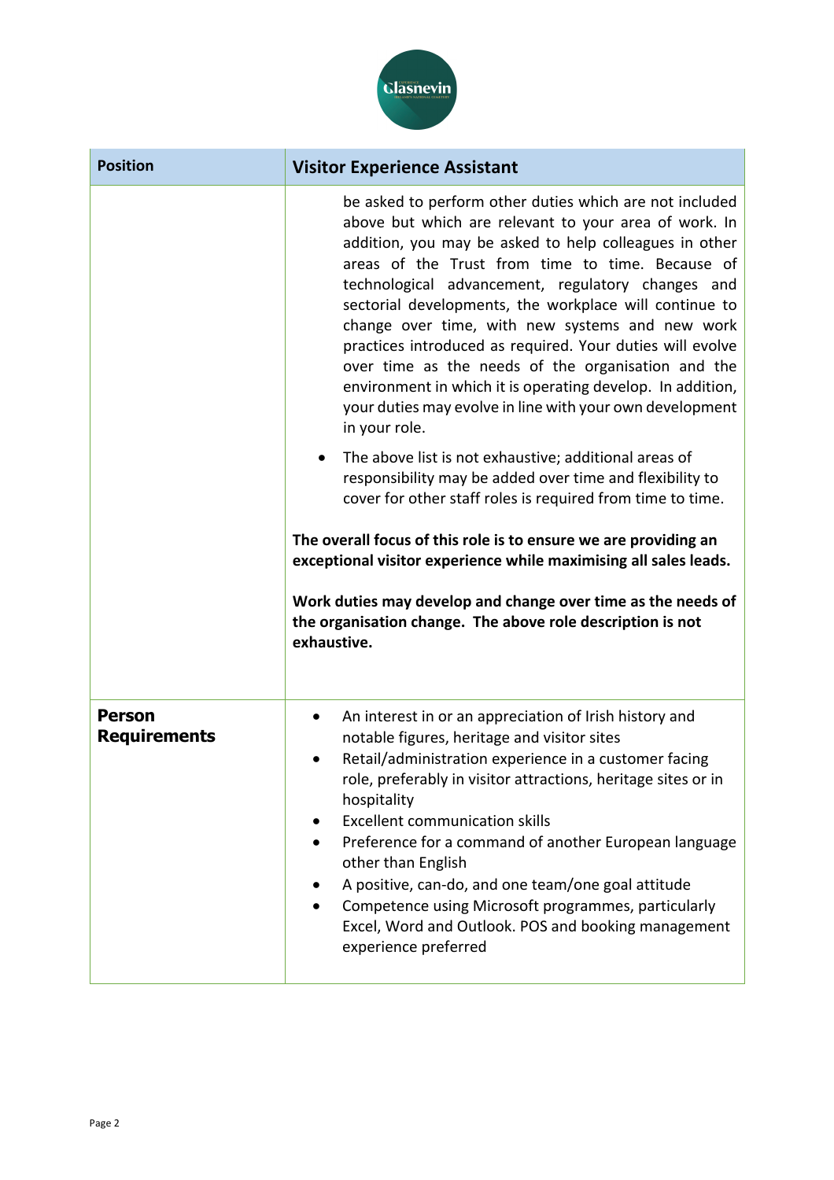| Position | Visitor Experience Assistant |
|---|---|
| | be asked to perform other duties which are not included above but which are relevant to your area of work. In addition, you may be asked to help colleagues in other areas of the Trust from time to time. Because of technological advancement, regulatory changes and sectorial developments, the workplace will continue to change over time, with new systems and new work practices introduced as required. Your duties will evolve over time as the needs of the organisation and the environment in which it is operating develop. In addition, your duties may evolve in line with your own development in your role.<br><br>• The above list is not exhaustive; additional areas of responsibility may be added over time and flexibility to cover for other staff roles is required from time to time.<br><br>**The overall focus of this role is to ensure we are providing an exceptional visitor experience while maximising all sales leads.**<br><br>**Work duties may develop and change over time as the needs of the organisation change. The above role description is not exhaustive.** |
| **Person Requirements** | • An interest in or an appreciation of Irish history and notable figures, heritage and visitor sites<br>• Retail/administration experience in a customer facing role, preferably in visitor attractions, heritage sites or in hospitality<br>• Excellent communication skills<br>• Preference for a command of another European language other than English<br>• A positive, can-do, and one team/one goal attitude<br>• Competence using Microsoft programmes, particularly Excel, Word and Outlook. POS and booking management experience preferred |